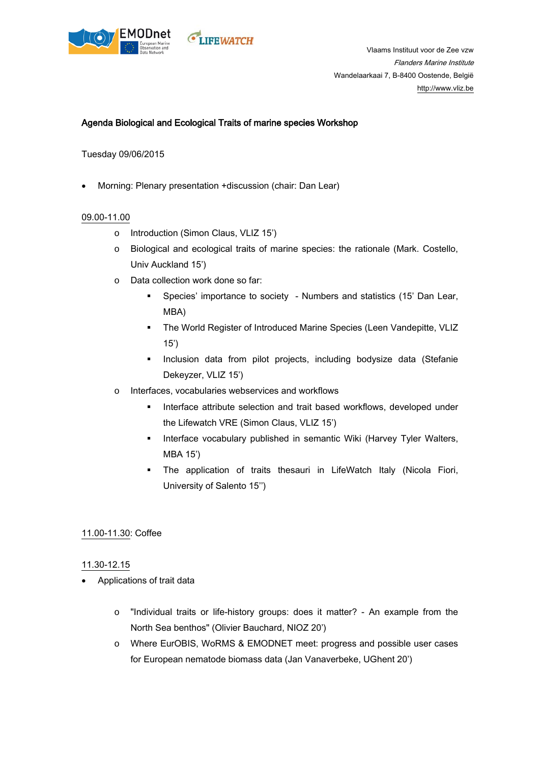Vlaams Instituut voor de Zee vzw
*Flanders Marine Institute*
Wandelaarkaai 7, B-8400 Oostende, België
http://www.vliz.be

## Agenda Biological and Ecological Traits of marine species Workshop

Tuesday 09/06/2015

- Morning: Plenary presentation +discussion (chair: Dan Lear)

09.00-11.00

- Introduction (Simon Claus, VLIZ 15')
- Biological and ecological traits of marine species: the rationale (Mark. Costello, Univ Auckland 15')
- Data collection work done so far:
  - Species' importance to society - Numbers and statistics (15' Dan Lear, MBA)
  - The World Register of Introduced Marine Species (Leen Vandepitte, VLIZ 15')
  - Inclusion data from pilot projects, including bodysize data (Stefanie Dekeyzer, VLIZ 15')
- Interfaces, vocabularies webservices and workflows
  - Interface attribute selection and trait based workflows, developed under the Lifewatch VRE (Simon Claus, VLIZ 15')
  - Interface vocabulary published in semantic Wiki (Harvey Tyler Walters, MBA 15')
  - The application of traits thesauri in LifeWatch Italy (Nicola Fiori, University of Salento 15'')

11.00-11.30: Coffee

11.30-12.15

- Applications of trait data
  - "Individual traits or life-history groups: does it matter? - An example from the North Sea benthos" (Olivier Bauchard, NIOZ 20')
  - Where EurOBIS, WoRMS & EMODNET meet: progress and possible user cases for European nematode biomass data (Jan Vanaverbeke, UGhent 20')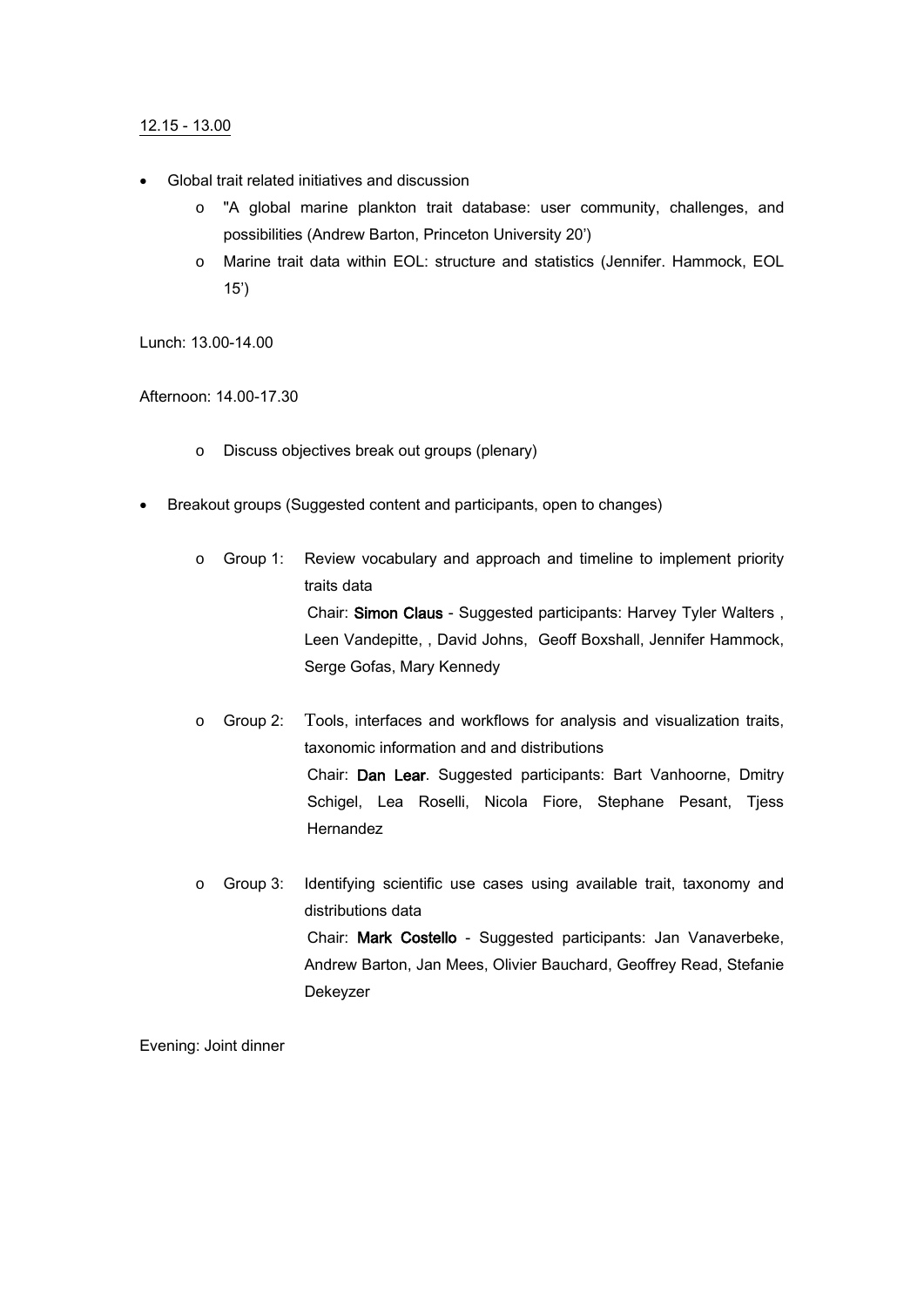12.15 - 13.00

- Global trait related initiatives and discussion
    - "A global marine plankton trait database: user community, challenges, and possibilities (Andrew Barton, Princeton University 20')
    - Marine trait data within EOL: structure and statistics (Jennifer. Hammock, EOL 15')

Lunch: 13.00-14.00

Afternoon: 14.00-17.30

- Discuss objectives break out groups (plenary)

- Breakout groups (Suggested content and participants, open to changes)
    - Group 1: Review vocabulary and approach and timeline to implement priority traits data
      Chair: **Simon Claus** - Suggested participants: Harvey Tyler Walters , Leen Vandepitte, , David Johns, Geoff Boxshall, Jennifer Hammock, Serge Gofas, Mary Kennedy
    - Group 2: Tools, interfaces and workflows for analysis and visualization traits, taxonomic information and and distributions
      Chair: **Dan Lear**. Suggested participants: Bart Vanhoorne, Dmitry Schigel, Lea Roselli, Nicola Fiore, Stephane Pesant, Tjess Hernandez
    - Group 3: Identifying scientific use cases using available trait, taxonomy and distributions data
      Chair: **Mark Costello** - Suggested participants: Jan Vanaverbeke, Andrew Barton, Jan Mees, Olivier Bauchard, Geoffrey Read, Stefanie Dekeyzer

Evening: Joint dinner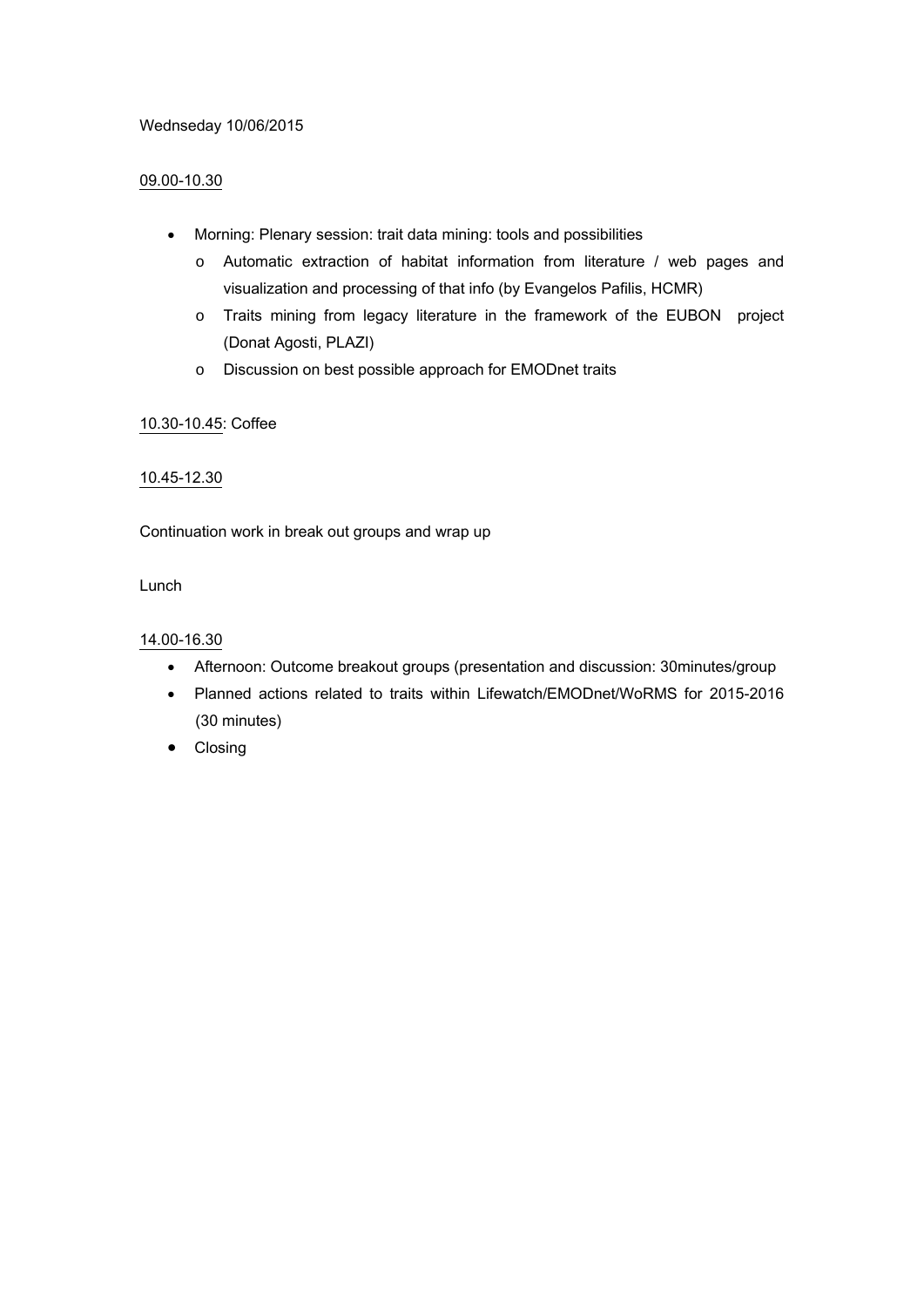Wednseday 10/06/2015

09.00-10.30

- Morning: Plenary session: trait data mining: tools and possibilities
  - Automatic extraction of habitat information from literature / web pages and visualization and processing of that info (by Evangelos Pafilis, HCMR)
  - Traits mining from legacy literature in the framework of the EUBON project (Donat Agosti, PLAZI)
  - Discussion on best possible approach for EMODnet traits

10.30-10.45: Coffee

10.45-12.30

Continuation work in break out groups and wrap up

Lunch

14.00-16.30

- Afternoon: Outcome breakout groups (presentation and discussion: 30minutes/group
- Planned actions related to traits within Lifewatch/EMODnet/WoRMS for 2015-2016 (30 minutes)
- Closing